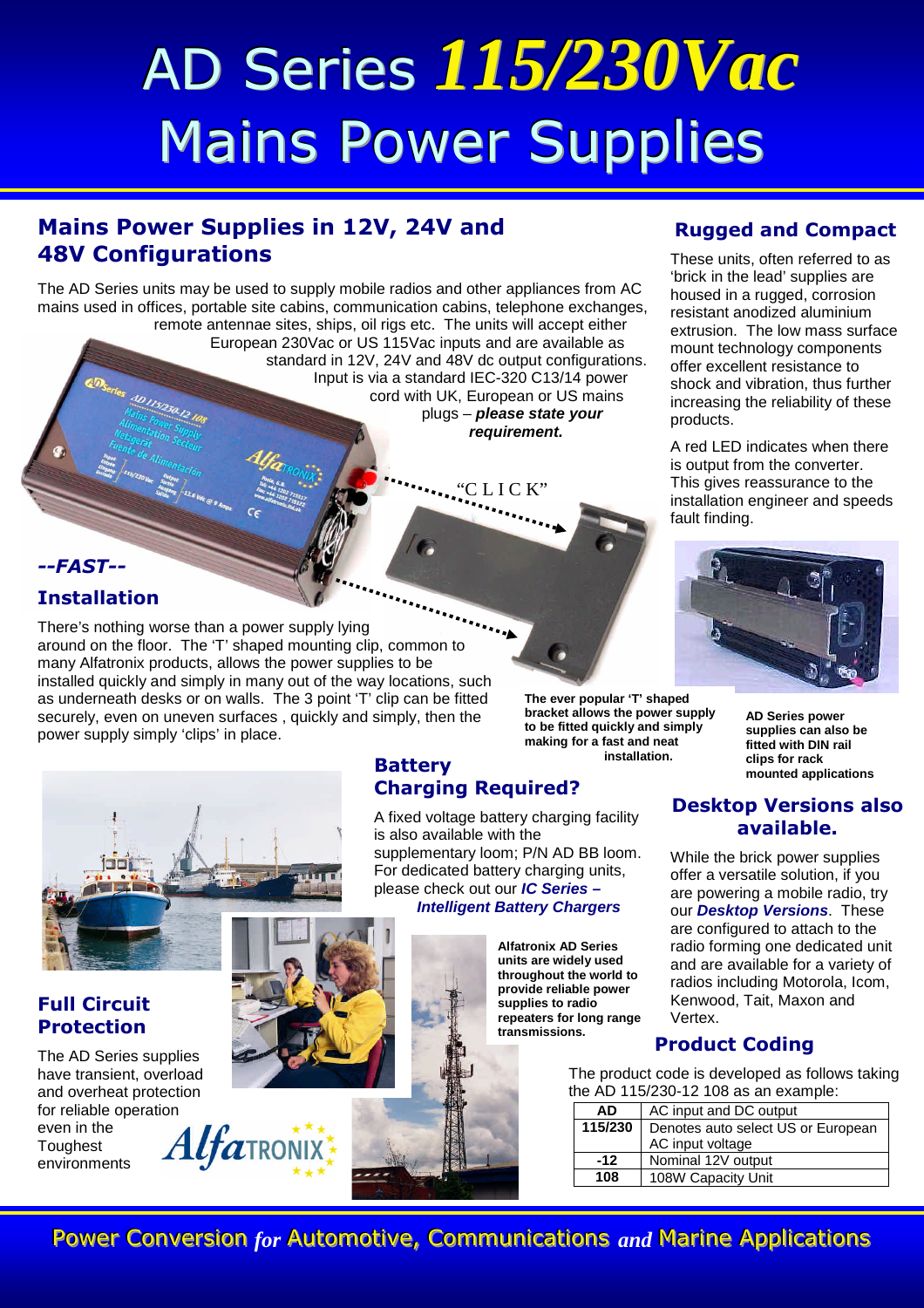# AD Series *115/230Vac* Mains Power Supplies

## Mains Power Supplies in 12V, 24V and 48V Configurations

The AD Series units may be used to supply mobile radios and other appliances from AC mains used in offices, portable site cabins, communication cabins, telephone exchanges, remote antennae sites, ships, oil rigs etc. The units will accept either European 230Vac or US 115Vac inputs and are available as standard in 12V, 24V and 48V dc output configurations. Input is via a standard IEC-320 C13/14 power cord with UK, European or US mains plugs – ***please state your requirement.***

"C L I C K"

## *--FAST--* Installation

There's nothing worse than a power supply lying around on the floor. The 'T' shaped mounting clip, common to many Alfatronix products, allows the power supplies to be installed quickly and simply in many out of the way locations, such as underneath desks or on walls. The 3 point 'T' clip can be fitted securely, even on uneven surfaces , quickly and simply, then the power supply simply 'clips' in place.

**The ever popular 'T' shaped bracket allows the power supply to be fitted quickly and simply making for a fast and neat installation.**

## Rugged and Compact

These units, often referred to as 'brick in the lead' supplies are housed in a rugged, corrosion resistant anodized aluminium extrusion. The low mass surface mount technology components offer excellent resistance to shock and vibration, thus further increasing the reliability of these products.

A red LED indicates when there is output from the converter. This gives reassurance to the installation engineer and speeds fault finding.

**AD Series power supplies can also be fitted with DIN rail clips for rack mounted applications**

## Battery Charging Required?

A fixed voltage battery charging facility is also available with the supplementary loom; P/N AD BB loom. For dedicated battery charging units, please check out our ***IC Series – Intelligent Battery Chargers***

**Alfatronix AD Series units are widely used throughout the world to provide reliable power supplies to radio repeaters for long range transmissions.**

## Full Circuit Protection

The AD Series supplies have transient, overload and overheat protection for reliable operation even in the Toughest environments

## Desktop Versions also available.

While the brick power supplies offer a versatile solution, if you are powering a mobile radio, try our ***Desktop Versions***. These are configured to attach to the radio forming one dedicated unit and are available for a variety of radios including Motorola, Icom, Kenwood, Tait, Maxon and Vertex.

## Product Coding

The product code is developed as follows taking the AD 115/230-12 108 as an example:

| AD | AC input and DC output |
|---|---|
| 115/230 | Denotes auto select US or European AC input voltage |
| -12 | Nominal 12V output |
| 108 | 108W Capacity Unit |

Power Conversion *for* Automotive, Communications *and* Marine Applications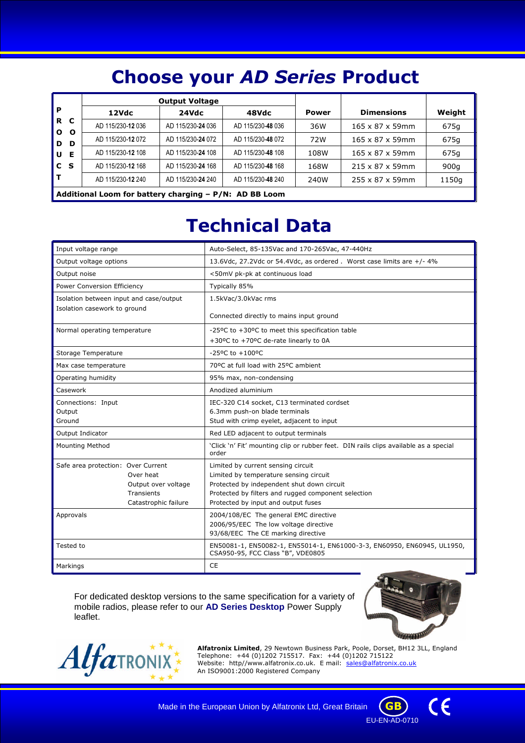# Choose your *AD Series* Product

| PRODUCT CODES | Output Voltage 12Vdc | 24Vdc | 48Vdc | Power | Dimensions | Weight |
|---|---|---|---|---|---|---|
| | AD 115/230-**12** 036 | AD 115/230-**24** 036 | AD 115/230-**48** 036 | 36W | 165 x 87 x 59mm | 675g |
| | AD 115/230-**12** 072 | AD 115/230-**24** 072 | AD 115/230-**48** 072 | 72W | 165 x 87 x 59mm | 675g |
| | AD 115/230-**12** 108 | AD 115/230-**24** 108 | AD 115/230-**48** 108 | 108W | 165 x 87 x 59mm | 675g |
| | AD 115/230-**12** 168 | AD 115/230-**24** 168 | AD 115/230-**48** 168 | 168W | 215 x 87 x 59mm | 900g |
| | AD 115/230-**12** 240 | AD 115/230-**24** 240 | AD 115/230-**48** 240 | 240W | 255 x 87 x 59mm | 1150g |

**Additional Loom for battery charging – P/N: AD BB Loom**

# Technical Data

| | |
|---|---|
| Input voltage range | Auto-Select, 85-135Vac and 170-265Vac, 47-440Hz |
| Output voltage options | 13.6Vdc, 27.2Vdc or 54.4Vdc, as ordered . Worst case limits are +/- 4% |
| Output noise | <50mV pk-pk at continuous load |
| Power Conversion Efficiency | Typically 85% |
| Isolation between input and case/output<br>Isolation casework to ground | 1.5kVac/3.0kVac rms<br>Connected directly to mains input ground |
| Normal operating temperature | -25ºC to +30ºC to meet this specification table<br>+30ºC to +70ºC de-rate linearly to 0A |
| Storage Temperature | -25ºC to +100ºC |
| Max case temperature | 70ºC at full load with 25ºC ambient |
| Operating humidity | 95% max, non-condensing |
| Casework | Anodized aluminium |
| Connections: Input<br>Output<br>Ground | IEC-320 C14 socket, C13 terminated cordset<br>6.3mm push-on blade terminals<br>Stud with crimp eyelet, adjacent to input |
| Output Indicator | Red LED adjacent to output terminals |
| Mounting Method | 'Click 'n' Fit' mounting clip or rubber feet. DIN rails clips available as a special order |
| Safe area protection: Over Current<br>Over heat<br>Output over voltage<br>Transients<br>Catastrophic failure | Limited by current sensing circuit<br>Limited by temperature sensing circuit<br>Protected by independent shut down circuit<br>Protected by filters and rugged component selection<br>Protected by input and output fuses |
| Approvals | 2004/108/EC The general EMC directive<br>2006/95/EEC The low voltage directive<br>93/68/EEC The CE marking directive |
| Tested to | EN50081-1, EN50082-1, EN55014-1, EN61000-3-3, EN60950, EN60945, UL1950, CSA950-95, FCC Class "B", VDE0805 |
| Markings | CE |

For dedicated desktop versions to the same specification for a variety of mobile radios, please refer to our **AD Series Desktop** Power Supply leaflet.

**Alfatronix Limited**, 29 Newtown Business Park, Poole, Dorset, BH12 3LL, England
Telephone: +44 (0)1202 715517. Fax: +44 (0)1202 715122
Website: http//www.alfatronix.co.uk. E mail: sales@alfatronix.co.uk
An ISO9001:2000 Registered Company

Made in the European Union by Alfatronix Ltd, Great Britain

EU-EN-AD-0710